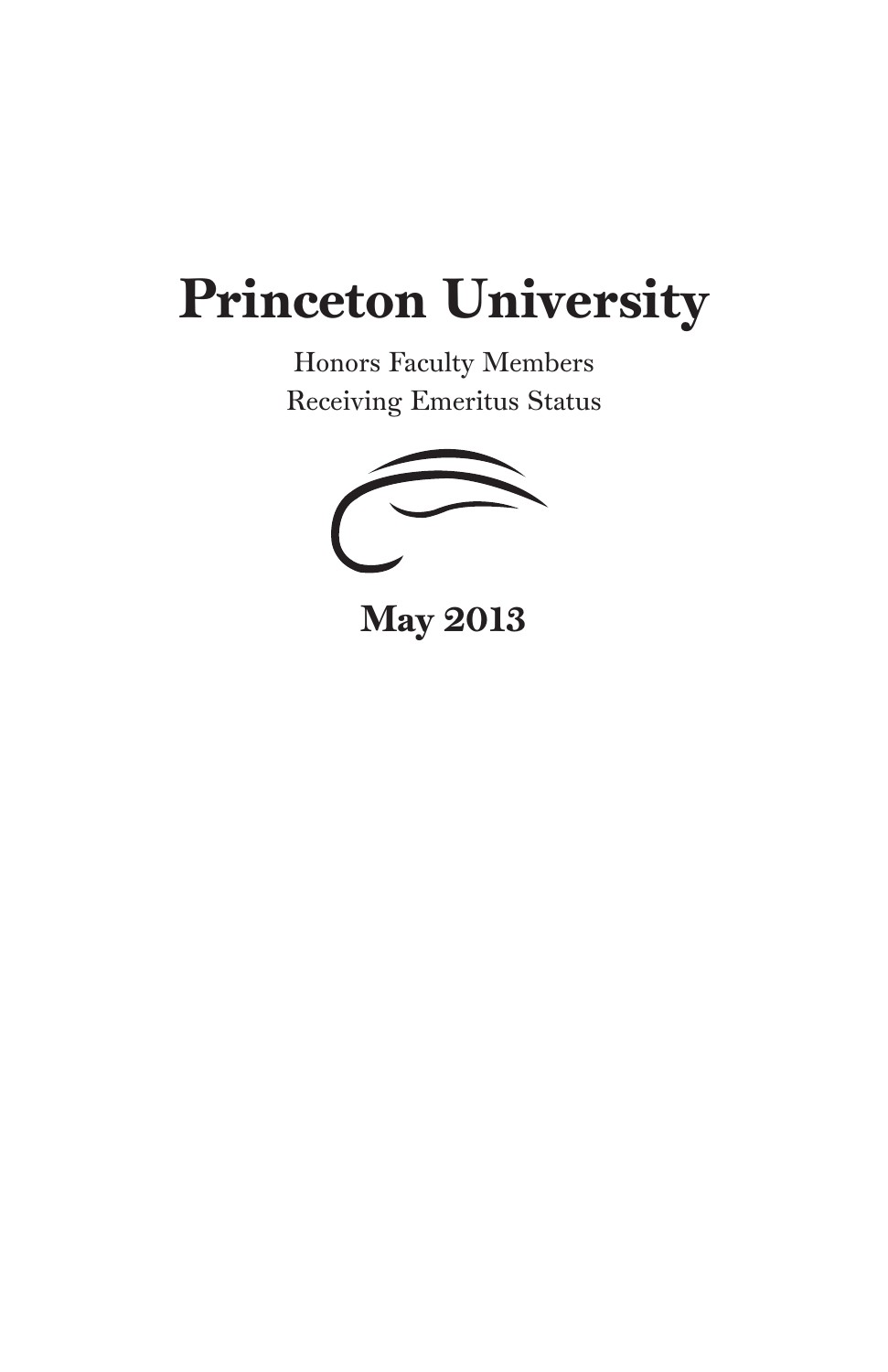# Princeton University

Honors Faculty Members
Receiving Emeritus Status

**May 2013**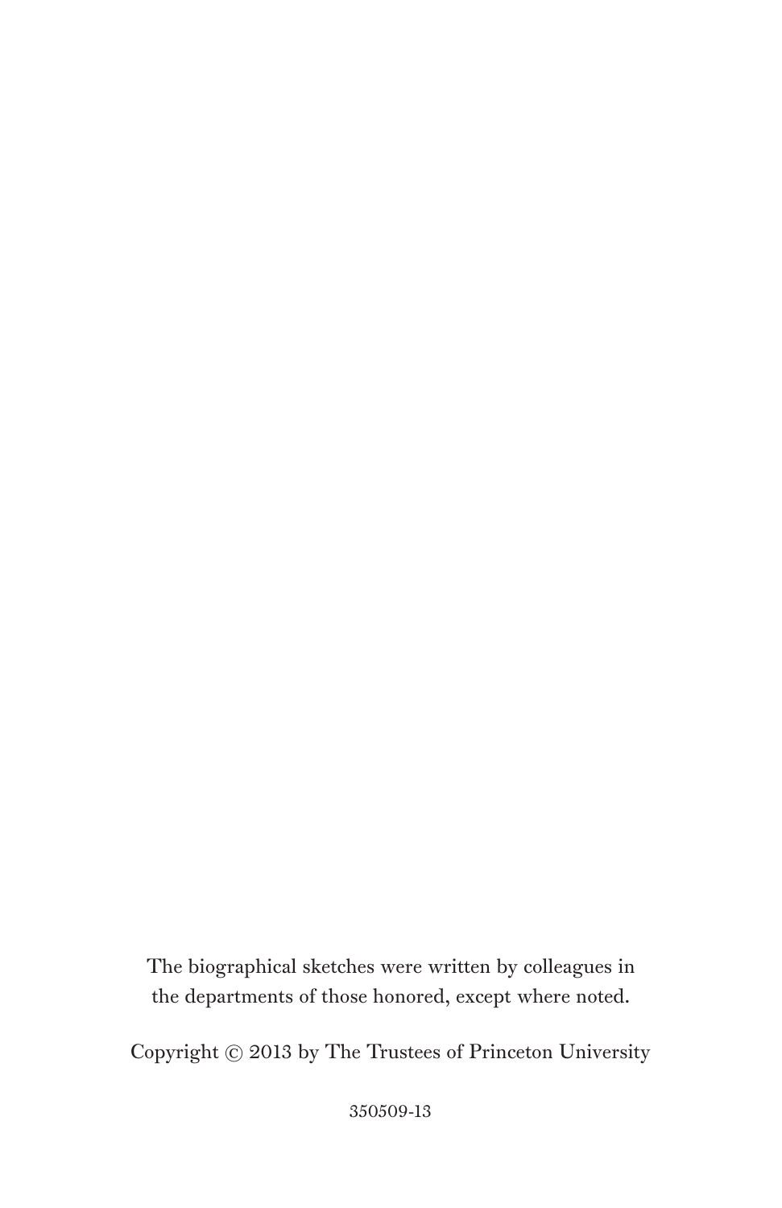The biographical sketches were written by colleagues in the departments of those honored, except where noted.

Copyright © 2013 by The Trustees of Princeton University

350509-13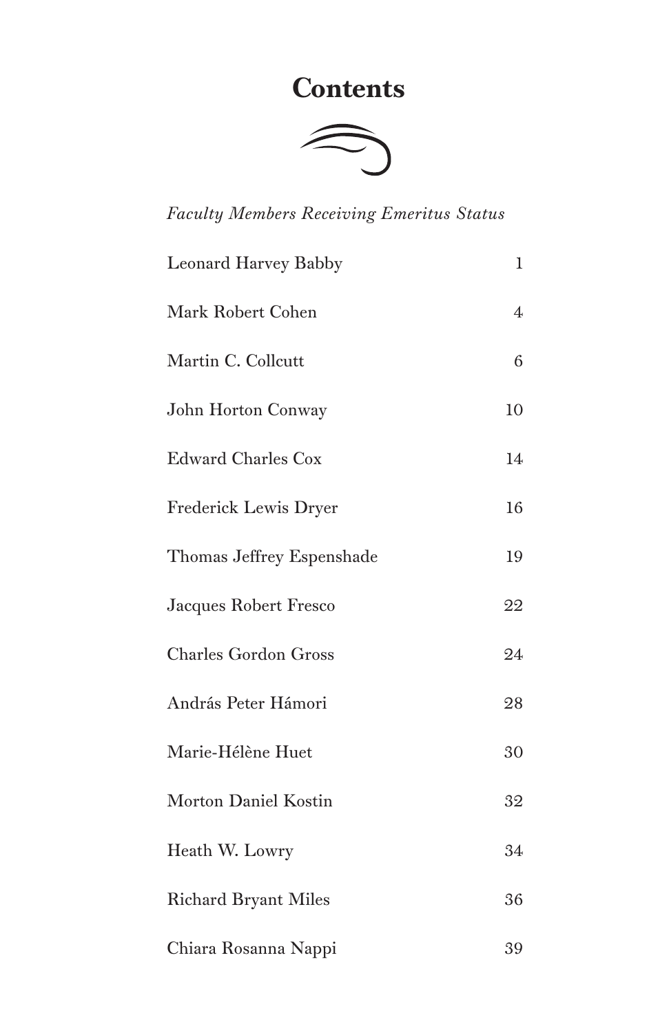# Contents

*Faculty Members Receiving Emeritus Status*

| | |
|---|---|
| Leonard Harvey Babby | 1 |
| Mark Robert Cohen | 4 |
| Martin C. Collcutt | 6 |
| John Horton Conway | 10 |
| Edward Charles Cox | 14 |
| Frederick Lewis Dryer | 16 |
| Thomas Jeffrey Espenshade | 19 |
| Jacques Robert Fresco | 22 |
| Charles Gordon Gross | 24 |
| András Peter Hámori | 28 |
| Marie-Hélène Huet | 30 |
| Morton Daniel Kostin | 32 |
| Heath W. Lowry | 34 |
| Richard Bryant Miles | 36 |
| Chiara Rosanna Nappi | 39 |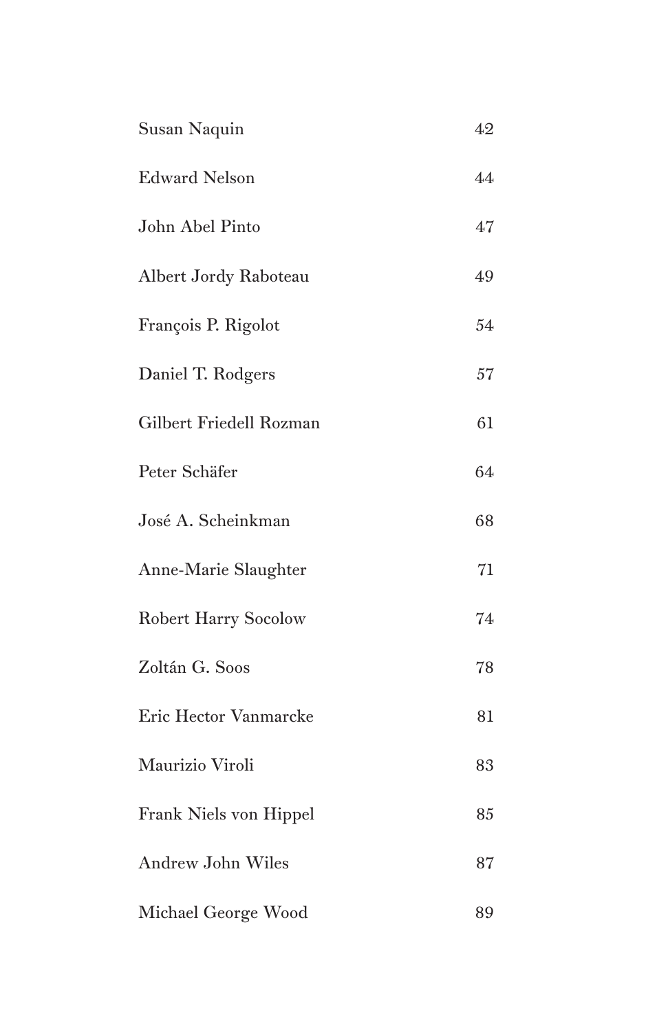| | |
|---|---|
| Susan Naquin | 42 |
| Edward Nelson | 44 |
| John Abel Pinto | 47 |
| Albert Jordy Raboteau | 49 |
| François P. Rigolot | 54 |
| Daniel T. Rodgers | 57 |
| Gilbert Friedell Rozman | 61 |
| Peter Schäfer | 64 |
| José A. Scheinkman | 68 |
| Anne-Marie Slaughter | 71 |
| Robert Harry Socolow | 74 |
| Zoltán G. Soos | 78 |
| Eric Hector Vanmarcke | 81 |
| Maurizio Viroli | 83 |
| Frank Niels von Hippel | 85 |
| Andrew John Wiles | 87 |
| Michael George Wood | 89 |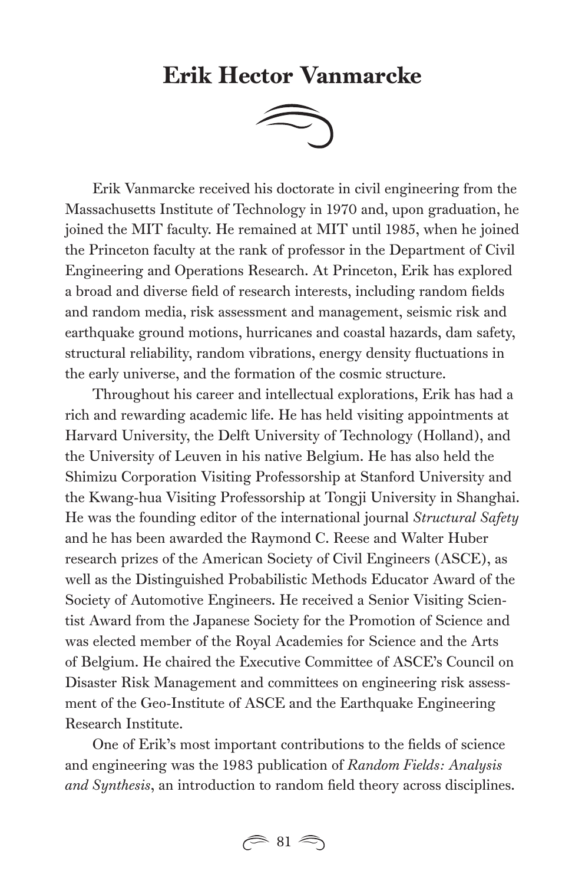# Erik Hector Vanmarcke

Erik Vanmarcke received his doctorate in civil engineering from the Massachusetts Institute of Technology in 1970 and, upon graduation, he joined the MIT faculty. He remained at MIT until 1985, when he joined the Princeton faculty at the rank of professor in the Department of Civil Engineering and Operations Research. At Princeton, Erik has explored a broad and diverse field of research interests, including random fields and random media, risk assessment and management, seismic risk and earthquake ground motions, hurricanes and coastal hazards, dam safety, structural reliability, random vibrations, energy density fluctuations in the early universe, and the formation of the cosmic structure.

Throughout his career and intellectual explorations, Erik has had a rich and rewarding academic life. He has held visiting appointments at Harvard University, the Delft University of Technology (Holland), and the University of Leuven in his native Belgium. He has also held the Shimizu Corporation Visiting Professorship at Stanford University and the Kwang-hua Visiting Professorship at Tongji University in Shanghai. He was the founding editor of the international journal *Structural Safety* and he has been awarded the Raymond C. Reese and Walter Huber research prizes of the American Society of Civil Engineers (ASCE), as well as the Distinguished Probabilistic Methods Educator Award of the Society of Automotive Engineers. He received a Senior Visiting Scientist Award from the Japanese Society for the Promotion of Science and was elected member of the Royal Academies for Science and the Arts of Belgium. He chaired the Executive Committee of ASCE's Council on Disaster Risk Management and committees on engineering risk assessment of the Geo-Institute of ASCE and the Earthquake Engineering Research Institute.

One of Erik's most important contributions to the fields of science and engineering was the 1983 publication of *Random Fields: Analysis and Synthesis*, an introduction to random field theory across disciplines.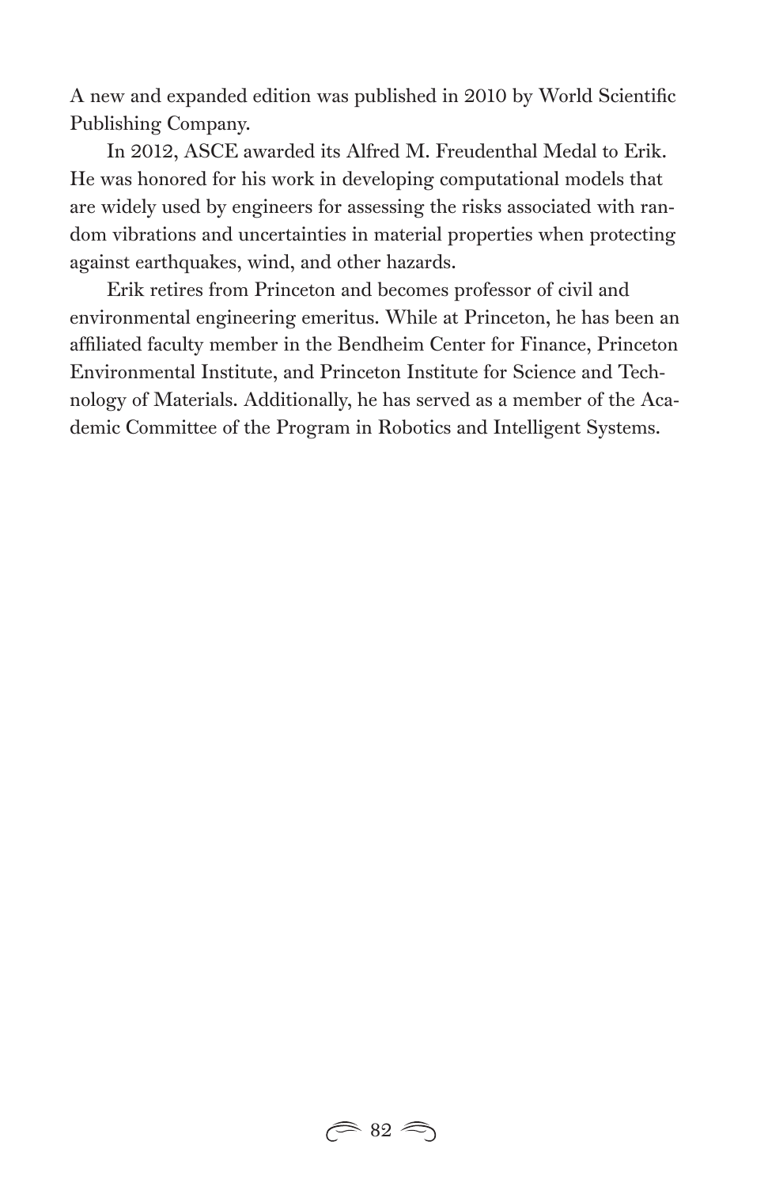A new and expanded edition was published in 2010 by World Scientific Publishing Company.

In 2012, ASCE awarded its Alfred M. Freudenthal Medal to Erik. He was honored for his work in developing computational models that are widely used by engineers for assessing the risks associated with random vibrations and uncertainties in material properties when protecting against earthquakes, wind, and other hazards.

Erik retires from Princeton and becomes professor of civil and environmental engineering emeritus. While at Princeton, he has been an affiliated faculty member in the Bendheim Center for Finance, Princeton Environmental Institute, and Princeton Institute for Science and Technology of Materials. Additionally, he has served as a member of the Academic Committee of the Program in Robotics and Intelligent Systems.